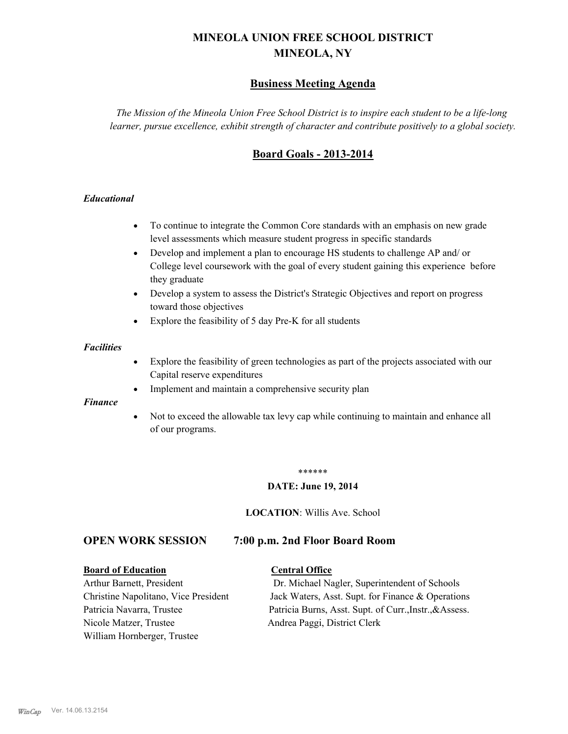# MINEOLA UNION FREE SCHOOL DISTRICT
# MINEOLA, NY

## Business Meeting Agenda

*The Mission of the Mineola Union Free School District is to inspire each student to be a life-long learner, pursue excellence, exhibit strength of character and contribute positively to a global society.*

## Board Goals - 2013-2014

### *Educational*

- To continue to integrate the Common Core standards with an emphasis on new grade level assessments which measure student progress in specific standards
- Develop and implement a plan to encourage HS students to challenge AP and/ or College level coursework with the goal of every student gaining this experience before they graduate
- Develop a system to assess the District's Strategic Objectives and report on progress toward those objectives
- Explore the feasibility of 5 day Pre-K for all students

### *Facilities*

- Explore the feasibility of green technologies as part of the projects associated with our Capital reserve expenditures
- Implement and maintain a comprehensive security plan

### *Finance*

- Not to exceed the allowable tax levy cap while continuing to maintain and enhance all of our programs.

******

**DATE: June 19, 2014**

**LOCATION**: Willis Ave. School

## OPEN WORK SESSION 7:00 p.m. 2nd Floor Board Room

**Board of Education**

Arthur Barnett, President
Christine Napolitano, Vice President
Patricia Navarra, Trustee
Nicole Matzer, Trustee
William Hornberger, Trustee

**Central Office**

Dr. Michael Nagler, Superintendent of Schools
Jack Waters, Asst. Supt. for Finance & Operations
Patricia Burns, Asst. Supt. of Curr.,Instr.,&Assess.
Andrea Paggi, District Clerk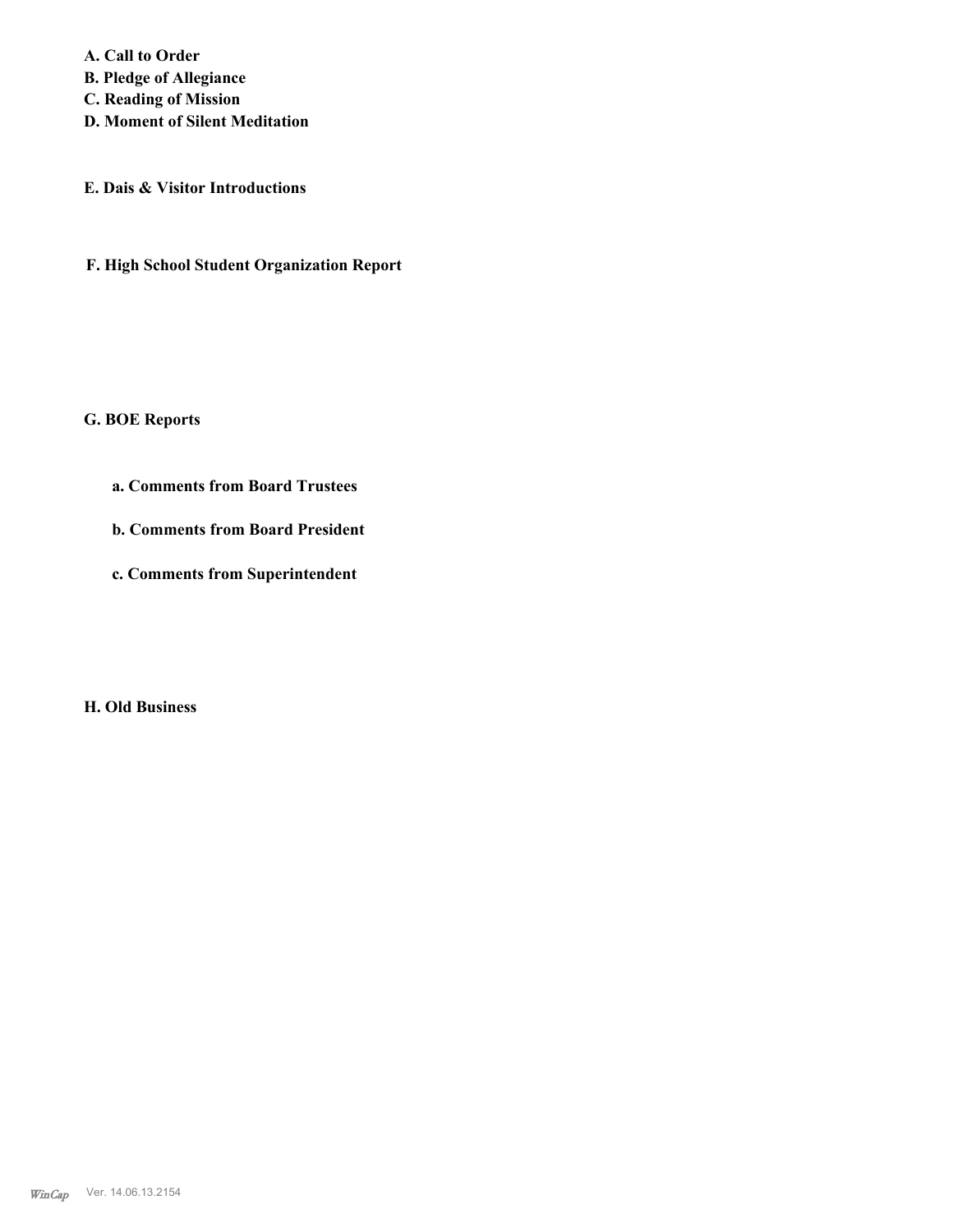**A. Call to Order**
**B. Pledge of Allegiance**
**C. Reading of Mission**
**D. Moment of Silent Meditation**

**E. Dais & Visitor Introductions**

**F. High School Student Organization Report**

**G. BOE Reports**

**a. Comments from Board Trustees**

**b. Comments from Board President**

**c. Comments from Superintendent**

**H. Old Business**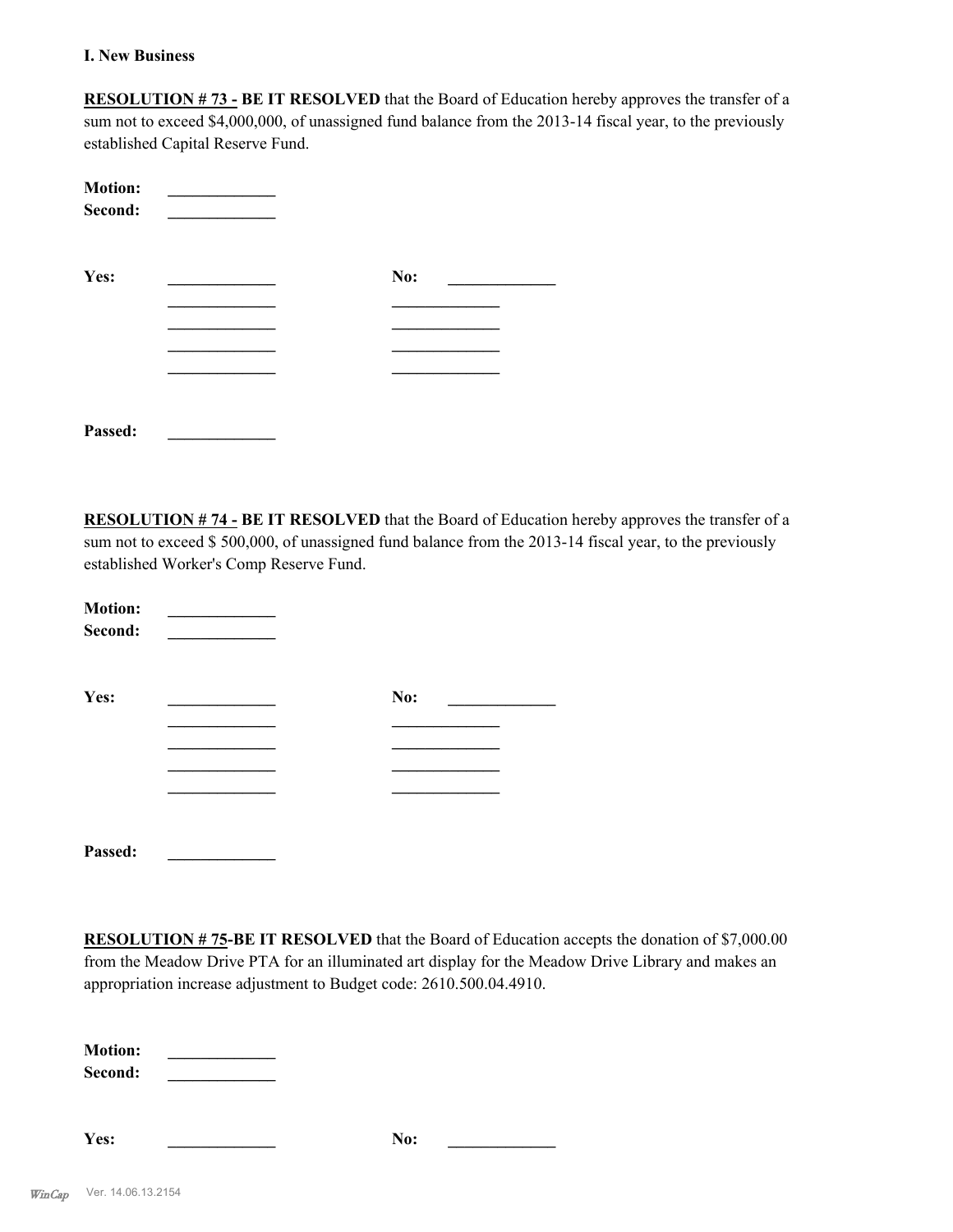**I. New Business**

**RESOLUTION # 73 - BE IT RESOLVED** that the Board of Education hereby approves the transfer of a sum not to exceed $4,000,000, of unassigned fund balance from the 2013-14 fiscal year, to the previously established Capital Reserve Fund.

**Motion:** _____________
**Second:** _____________

| **Yes:** | _____________ | **No:** | _____________ |
|---|---|---|---|
| | _____________ | | _____________ |
| | _____________ | | _____________ |
| | _____________ | | _____________ |
| | _____________ | | _____________ |

**Passed:** _____________

**RESOLUTION # 74 - BE IT RESOLVED** that the Board of Education hereby approves the transfer of a sum not to exceed $ 500,000, of unassigned fund balance from the 2013-14 fiscal year, to the previously established Worker's Comp Reserve Fund.

**Motion:** _____________
**Second:** _____________

| **Yes:** | _____________ | **No:** | _____________ |
|---|---|---|---|
| | _____________ | | _____________ |
| | _____________ | | _____________ |
| | _____________ | | _____________ |
| | _____________ | | _____________ |

**Passed:** _____________

**RESOLUTION # 75-BE IT RESOLVED** that the Board of Education accepts the donation of $7,000.00 from the Meadow Drive PTA for an illuminated art display for the Meadow Drive Library and makes an appropriation increase adjustment to Budget code: 2610.500.04.4910.

**Motion:** _____________
**Second:** _____________

**Yes:** _____________ **No:** _____________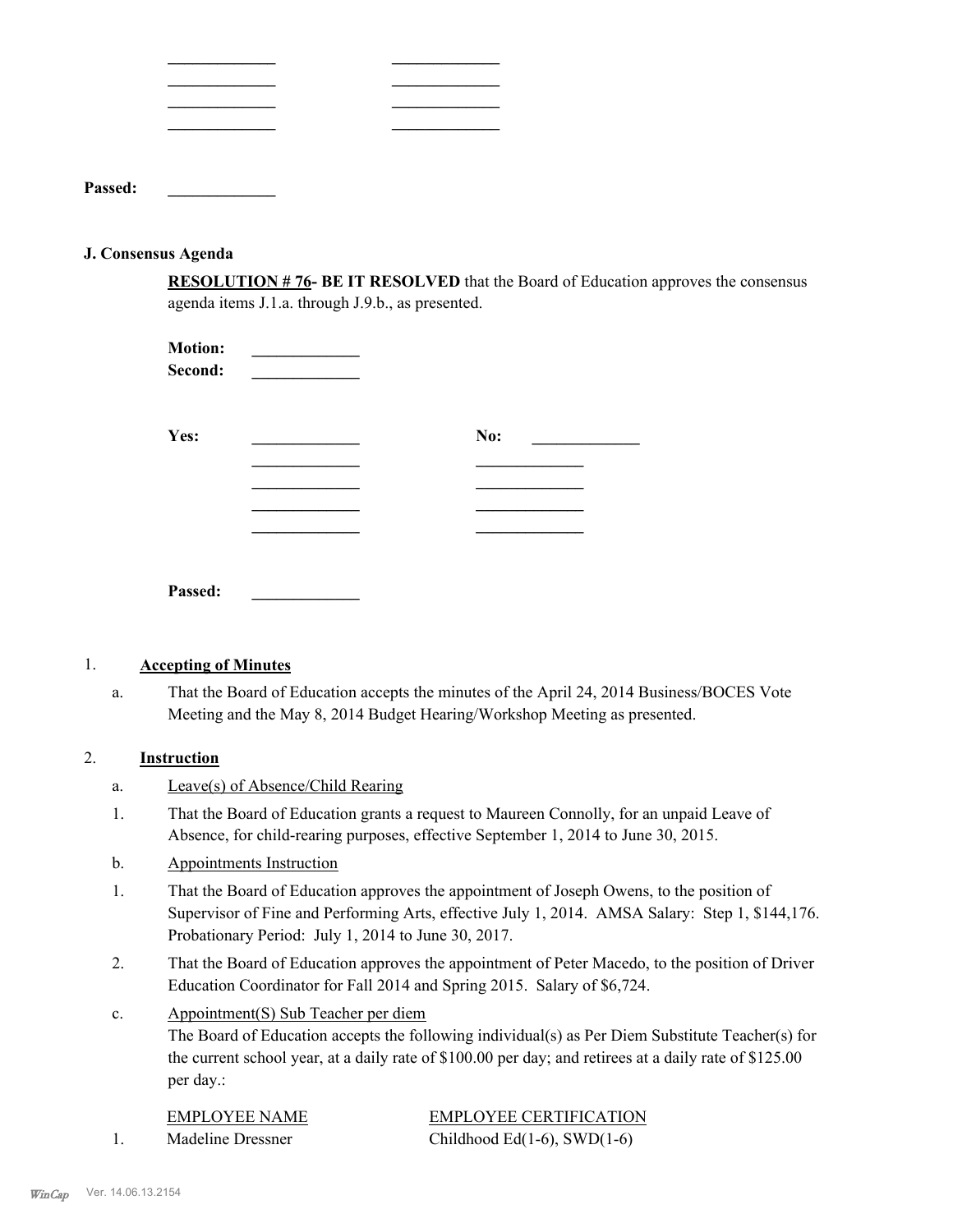_____________ _____________
_____________ _____________
_____________ _____________
_____________ _____________

**Passed:** _____________

**J. Consensus Agenda**

**RESOLUTION # 76- BE IT RESOLVED** that the Board of Education approves the consensus agenda items J.1.a. through J.9.b., as presented.

**Motion:** _____________
**Second:** _____________

**Yes:** _____________ **No:** _____________
_____________ _____________
_____________ _____________
_____________ _____________
_____________ _____________

**Passed:** _____________

1. **Accepting of Minutes**

a. That the Board of Education accepts the minutes of the April 24, 2014 Business/BOCES Vote Meeting and the May 8, 2014 Budget Hearing/Workshop Meeting as presented.

2. **Instruction**

a. Leave(s) of Absence/Child Rearing

1. That the Board of Education grants a request to Maureen Connolly, for an unpaid Leave of Absence, for child-rearing purposes, effective September 1, 2014 to June 30, 2015.

b. Appointments Instruction

1. That the Board of Education approves the appointment of Joseph Owens, to the position of Supervisor of Fine and Performing Arts, effective July 1, 2014. AMSA Salary: Step 1, $144,176. Probationary Period: July 1, 2014 to June 30, 2017.

2. That the Board of Education approves the appointment of Peter Macedo, to the position of Driver Education Coordinator for Fall 2014 and Spring 2015. Salary of $6,724.

c. Appointment(S) Sub Teacher per diem

The Board of Education accepts the following individual(s) as Per Diem Substitute Teacher(s) for the current school year, at a daily rate of $100.00 per day; and retirees at a daily rate of $125.00 per day.:

| | EMPLOYEE NAME | EMPLOYEE CERTIFICATION |
|---|---|---|
| 1. | Madeline Dressner | Childhood Ed(1-6), SWD(1-6) |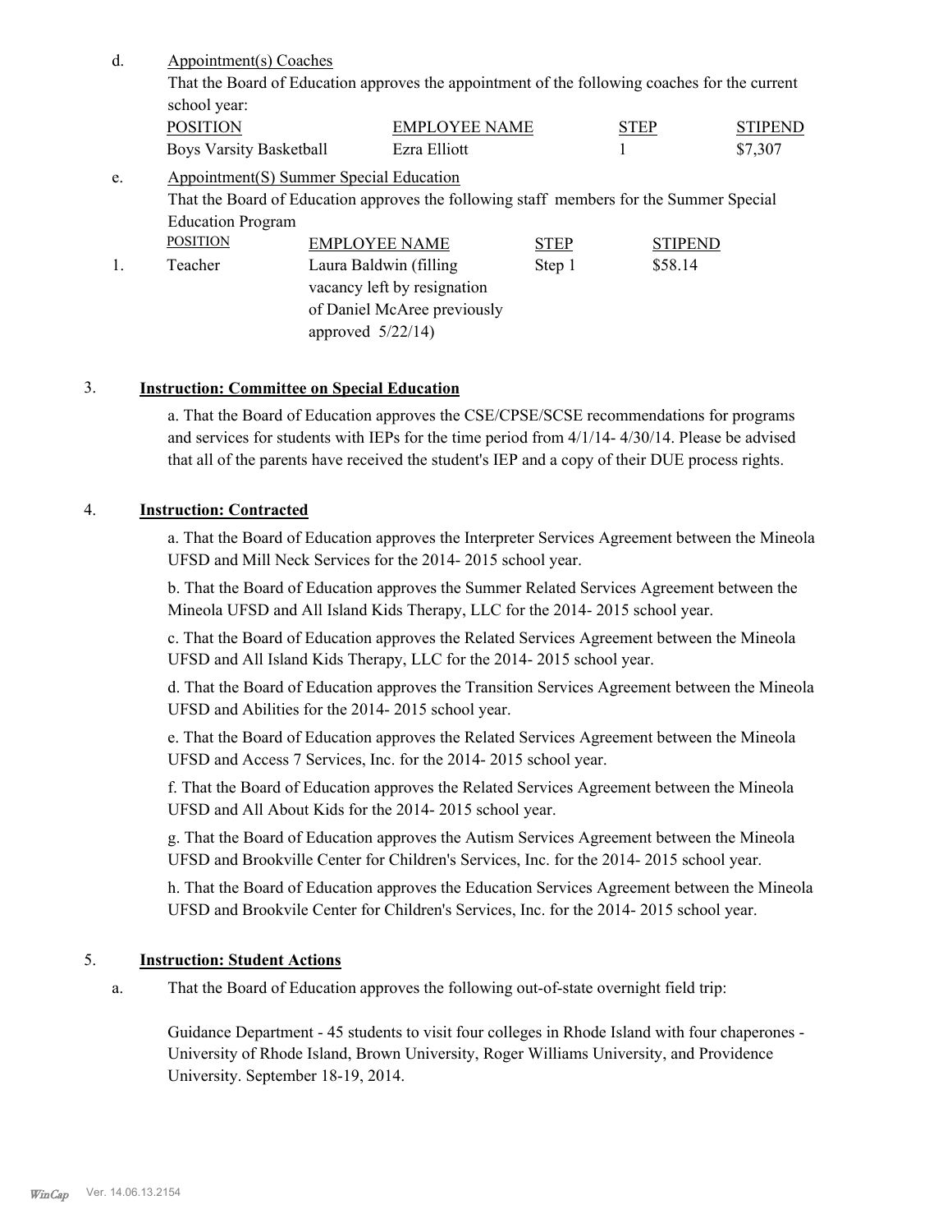d. Appointment(s) Coaches

That the Board of Education approves the appointment of the following coaches for the current school year:

| POSITION | EMPLOYEE NAME | STEP | STIPEND |
|---|---|---|---|
| Boys Varsity Basketball | Ezra Elliott | 1 | $7,307 |

e. Appointment(S) Summer Special Education

That the Board of Education approves the following staff members for the Summer Special Education Program

| | POSITION | EMPLOYEE NAME | STEP | STIPEND |
|---|---|---|---|---|
| 1. | Teacher | Laura Baldwin (filling vacancy left by resignation of Daniel McAree previously approved 5/22/14) | Step 1 | $58.14 |

## 3. Instruction: Committee on Special Education

a. That the Board of Education approves the CSE/CPSE/SCSE recommendations for programs and services for students with IEPs for the time period from 4/1/14- 4/30/14. Please be advised that all of the parents have received the student's IEP and a copy of their DUE process rights.

## 4. Instruction: Contracted

a. That the Board of Education approves the Interpreter Services Agreement between the Mineola UFSD and Mill Neck Services for the 2014- 2015 school year.

b. That the Board of Education approves the Summer Related Services Agreement between the Mineola UFSD and All Island Kids Therapy, LLC for the 2014- 2015 school year.

c. That the Board of Education approves the Related Services Agreement between the Mineola UFSD and All Island Kids Therapy, LLC for the 2014- 2015 school year.

d. That the Board of Education approves the Transition Services Agreement between the Mineola UFSD and Abilities for the 2014- 2015 school year.

e. That the Board of Education approves the Related Services Agreement between the Mineola UFSD and Access 7 Services, Inc. for the 2014- 2015 school year.

f. That the Board of Education approves the Related Services Agreement between the Mineola UFSD and All About Kids for the 2014- 2015 school year.

g. That the Board of Education approves the Autism Services Agreement between the Mineola UFSD and Brookville Center for Children's Services, Inc. for the 2014- 2015 school year.

h. That the Board of Education approves the Education Services Agreement between the Mineola UFSD and Brookvile Center for Children's Services, Inc. for the 2014- 2015 school year.

## 5. Instruction: Student Actions

a. That the Board of Education approves the following out-of-state overnight field trip:

Guidance Department - 45 students to visit four colleges in Rhode Island with four chaperones - University of Rhode Island, Brown University, Roger Williams University, and Providence University. September 18-19, 2014.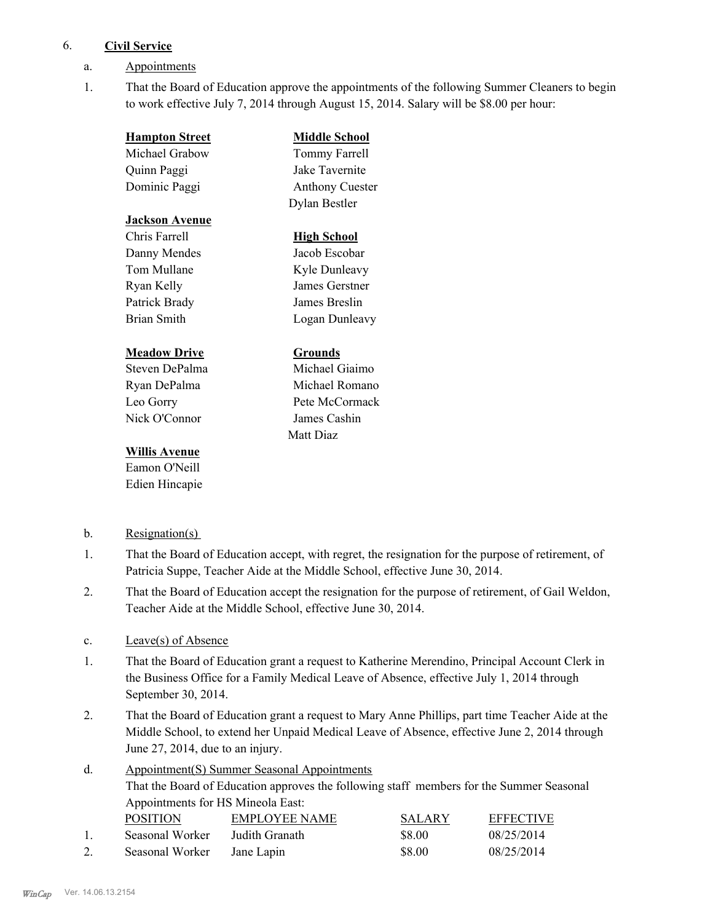6. **Civil Service**

a. Appointments

1. That the Board of Education approve the appointments of the following Summer Cleaners to begin to work effective July 7, 2014 through August 15, 2014. Salary will be $8.00 per hour:

**Hampton Street**
Michael Grabow
Quinn Paggi
Dominic Paggi

**Jackson Avenue**
Chris Farrell
Danny Mendes
Tom Mullane
Ryan Kelly
Patrick Brady
Brian Smith

**Meadow Drive**
Steven DePalma
Ryan DePalma
Leo Gorry
Nick O'Connor

**Willis Avenue**
Eamon O'Neill
Edien Hincapie

**Middle School**
Tommy Farrell
Jake Tavernite
Anthony Cuester
Dylan Bestler

**High School**
Jacob Escobar
Kyle Dunleavy
James Gerstner
James Breslin
Logan Dunleavy

**Grounds**
Michael Giaimo
Michael Romano
Pete McCormack
James Cashin
Matt Diaz

b. Resignation(s)

1. That the Board of Education accept, with regret, the resignation for the purpose of retirement, of Patricia Suppe, Teacher Aide at the Middle School, effective June 30, 2014.
2. That the Board of Education accept the resignation for the purpose of retirement, of Gail Weldon, Teacher Aide at the Middle School, effective June 30, 2014.

c. Leave(s) of Absence

1. That the Board of Education grant a request to Katherine Merendino, Principal Account Clerk in the Business Office for a Family Medical Leave of Absence, effective July 1, 2014 through September 30, 2014.
2. That the Board of Education grant a request to Mary Anne Phillips, part time Teacher Aide at the Middle School, to extend her Unpaid Medical Leave of Absence, effective June 2, 2014 through June 27, 2014, due to an injury.

d. Appointment(S) Summer Seasonal Appointments

That the Board of Education approves the following staff members for the Summer Seasonal Appointments for HS Mineola East:

| | POSITION | EMPLOYEE NAME | SALARY | EFFECTIVE |
|---|---|---|---|---|
| 1. | Seasonal Worker | Judith Granath | $8.00 | 08/25/2014 |
| 2. | Seasonal Worker | Jane Lapin | $8.00 | 08/25/2014 |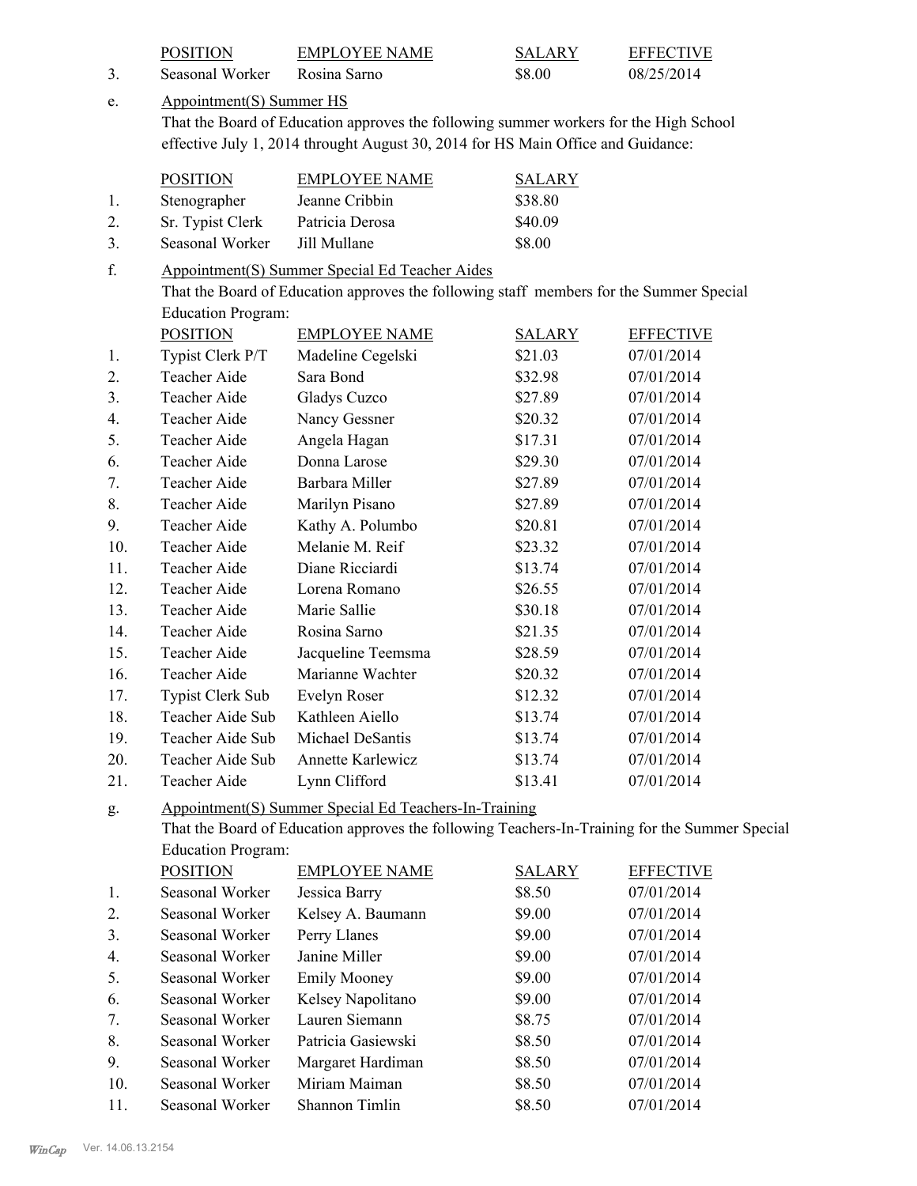| | POSITION | EMPLOYEE NAME | SALARY | EFFECTIVE |
|---|---|---|---|---|
| 3. | Seasonal Worker | Rosina Sarno | $8.00 | 08/25/2014 |

e. Appointment(S) Summer HS

That the Board of Education approves the following summer workers for the High School effective July 1, 2014 throught August 30, 2014 for HS Main Office and Guidance:

| | POSITION | EMPLOYEE NAME | SALARY |
|---|---|---|---|
| 1. | Stenographer | Jeanne Cribbin | $38.80 |
| 2. | Sr. Typist Clerk | Patricia Derosa | $40.09 |
| 3. | Seasonal Worker | Jill Mullane | $8.00 |

f. Appointment(S) Summer Special Ed Teacher Aides

That the Board of Education approves the following staff members for the Summer Special Education Program:

| | POSITION | EMPLOYEE NAME | SALARY | EFFECTIVE |
|---|---|---|---|---|
| 1. | Typist Clerk P/T | Madeline Cegelski | $21.03 | 07/01/2014 |
| 2. | Teacher Aide | Sara Bond | $32.98 | 07/01/2014 |
| 3. | Teacher Aide | Gladys Cuzco | $27.89 | 07/01/2014 |
| 4. | Teacher Aide | Nancy Gessner | $20.32 | 07/01/2014 |
| 5. | Teacher Aide | Angela Hagan | $17.31 | 07/01/2014 |
| 6. | Teacher Aide | Donna Larose | $29.30 | 07/01/2014 |
| 7. | Teacher Aide | Barbara Miller | $27.89 | 07/01/2014 |
| 8. | Teacher Aide | Marilyn Pisano | $27.89 | 07/01/2014 |
| 9. | Teacher Aide | Kathy A. Polumbo | $20.81 | 07/01/2014 |
| 10. | Teacher Aide | Melanie M. Reif | $23.32 | 07/01/2014 |
| 11. | Teacher Aide | Diane Ricciardi | $13.74 | 07/01/2014 |
| 12. | Teacher Aide | Lorena Romano | $26.55 | 07/01/2014 |
| 13. | Teacher Aide | Marie Sallie | $30.18 | 07/01/2014 |
| 14. | Teacher Aide | Rosina Sarno | $21.35 | 07/01/2014 |
| 15. | Teacher Aide | Jacqueline Teemsma | $28.59 | 07/01/2014 |
| 16. | Teacher Aide | Marianne Wachter | $20.32 | 07/01/2014 |
| 17. | Typist Clerk Sub | Evelyn Roser | $12.32 | 07/01/2014 |
| 18. | Teacher Aide Sub | Kathleen Aiello | $13.74 | 07/01/2014 |
| 19. | Teacher Aide Sub | Michael DeSantis | $13.74 | 07/01/2014 |
| 20. | Teacher Aide Sub | Annette Karlewicz | $13.74 | 07/01/2014 |
| 21. | Teacher Aide | Lynn Clifford | $13.41 | 07/01/2014 |

g. Appointment(S) Summer Special Ed Teachers-In-Training

That the Board of Education approves the following Teachers-In-Training for the Summer Special Education Program:

| | POSITION | EMPLOYEE NAME | SALARY | EFFECTIVE |
|---|---|---|---|---|
| 1. | Seasonal Worker | Jessica Barry | $8.50 | 07/01/2014 |
| 2. | Seasonal Worker | Kelsey A. Baumann | $9.00 | 07/01/2014 |
| 3. | Seasonal Worker | Perry Llanes | $9.00 | 07/01/2014 |
| 4. | Seasonal Worker | Janine Miller | $9.00 | 07/01/2014 |
| 5. | Seasonal Worker | Emily Mooney | $9.00 | 07/01/2014 |
| 6. | Seasonal Worker | Kelsey Napolitano | $9.00 | 07/01/2014 |
| 7. | Seasonal Worker | Lauren Siemann | $8.75 | 07/01/2014 |
| 8. | Seasonal Worker | Patricia Gasiewski | $8.50 | 07/01/2014 |
| 9. | Seasonal Worker | Margaret Hardiman | $8.50 | 07/01/2014 |
| 10. | Seasonal Worker | Miriam Maiman | $8.50 | 07/01/2014 |
| 11. | Seasonal Worker | Shannon Timlin | $8.50 | 07/01/2014 |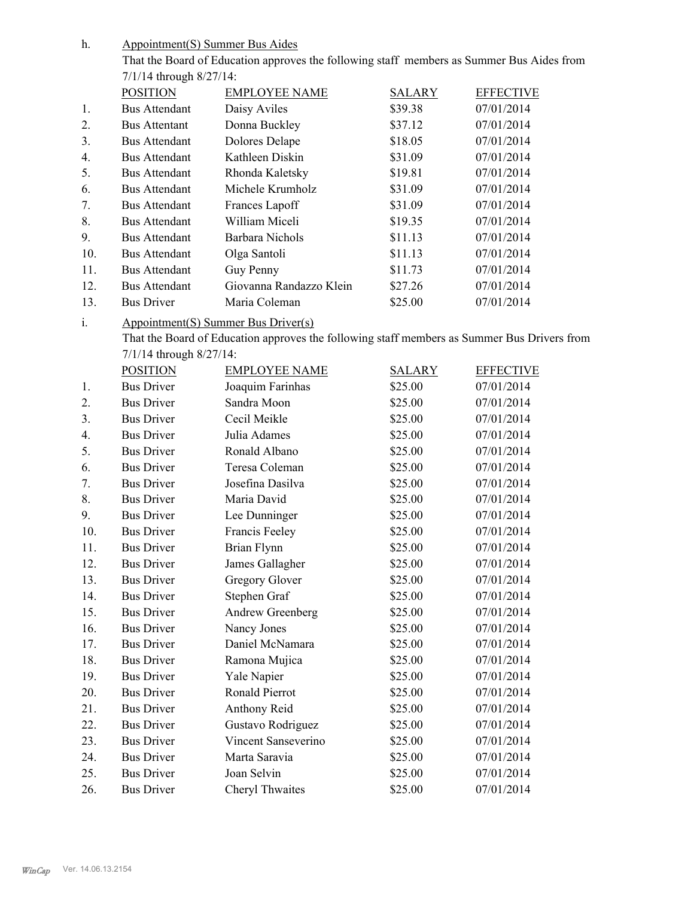h. Appointment(S) Summer Bus Aides

That the Board of Education approves the following staff members as Summer Bus Aides from 7/1/14 through 8/27/14:

| | POSITION | EMPLOYEE NAME | SALARY | EFFECTIVE |
|---|---|---|---|---|
| 1. | Bus Attendant | Daisy Aviles | $39.38 | 07/01/2014 |
| 2. | Bus Attentant | Donna Buckley | $37.12 | 07/01/2014 |
| 3. | Bus Attendant | Dolores Delape | $18.05 | 07/01/2014 |
| 4. | Bus Attendant | Kathleen Diskin | $31.09 | 07/01/2014 |
| 5. | Bus Attendant | Rhonda Kaletsky | $19.81 | 07/01/2014 |
| 6. | Bus Attendant | Michele Krumholz | $31.09 | 07/01/2014 |
| 7. | Bus Attendant | Frances Lapoff | $31.09 | 07/01/2014 |
| 8. | Bus Attendant | William Miceli | $19.35 | 07/01/2014 |
| 9. | Bus Attendant | Barbara Nichols | $11.13 | 07/01/2014 |
| 10. | Bus Attendant | Olga Santoli | $11.13 | 07/01/2014 |
| 11. | Bus Attendant | Guy Penny | $11.73 | 07/01/2014 |
| 12. | Bus Attendant | Giovanna Randazzo Klein | $27.26 | 07/01/2014 |
| 13. | Bus Driver | Maria Coleman | $25.00 | 07/01/2014 |

i. Appointment(S) Summer Bus Driver(s)

That the Board of Education approves the following staff members as Summer Bus Drivers from 7/1/14 through 8/27/14:

| | POSITION | EMPLOYEE NAME | SALARY | EFFECTIVE |
|---|---|---|---|---|
| 1. | Bus Driver | Joaquim Farinhas | $25.00 | 07/01/2014 |
| 2. | Bus Driver | Sandra Moon | $25.00 | 07/01/2014 |
| 3. | Bus Driver | Cecil Meikle | $25.00 | 07/01/2014 |
| 4. | Bus Driver | Julia Adames | $25.00 | 07/01/2014 |
| 5. | Bus Driver | Ronald Albano | $25.00 | 07/01/2014 |
| 6. | Bus Driver | Teresa Coleman | $25.00 | 07/01/2014 |
| 7. | Bus Driver | Josefina Dasilva | $25.00 | 07/01/2014 |
| 8. | Bus Driver | Maria David | $25.00 | 07/01/2014 |
| 9. | Bus Driver | Lee Dunninger | $25.00 | 07/01/2014 |
| 10. | Bus Driver | Francis Feeley | $25.00 | 07/01/2014 |
| 11. | Bus Driver | Brian Flynn | $25.00 | 07/01/2014 |
| 12. | Bus Driver | James Gallagher | $25.00 | 07/01/2014 |
| 13. | Bus Driver | Gregory Glover | $25.00 | 07/01/2014 |
| 14. | Bus Driver | Stephen Graf | $25.00 | 07/01/2014 |
| 15. | Bus Driver | Andrew Greenberg | $25.00 | 07/01/2014 |
| 16. | Bus Driver | Nancy Jones | $25.00 | 07/01/2014 |
| 17. | Bus Driver | Daniel McNamara | $25.00 | 07/01/2014 |
| 18. | Bus Driver | Ramona Mujica | $25.00 | 07/01/2014 |
| 19. | Bus Driver | Yale Napier | $25.00 | 07/01/2014 |
| 20. | Bus Driver | Ronald Pierrot | $25.00 | 07/01/2014 |
| 21. | Bus Driver | Anthony Reid | $25.00 | 07/01/2014 |
| 22. | Bus Driver | Gustavo Rodriguez | $25.00 | 07/01/2014 |
| 23. | Bus Driver | Vincent Sanseverino | $25.00 | 07/01/2014 |
| 24. | Bus Driver | Marta Saravia | $25.00 | 07/01/2014 |
| 25. | Bus Driver | Joan Selvin | $25.00 | 07/01/2014 |
| 26. | Bus Driver | Cheryl Thwaites | $25.00 | 07/01/2014 |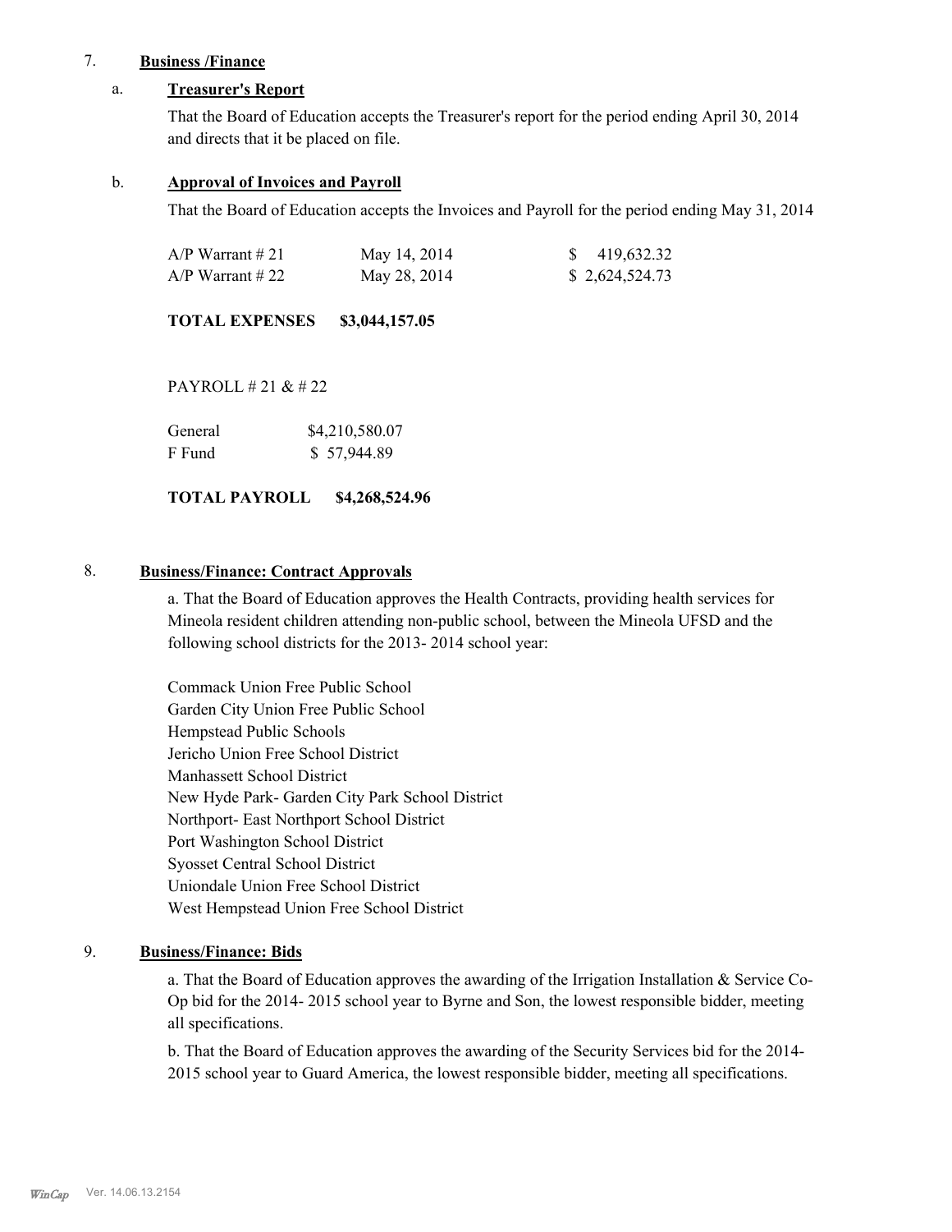## 7. Business /Finance

### a. Treasurer's Report

That the Board of Education accepts the Treasurer's report for the period ending April 30, 2014 and directs that it be placed on file.

### b. Approval of Invoices and Payroll

That the Board of Education accepts the Invoices and Payroll for the period ending May 31, 2014

| | | |
|---|---|---|
| A/P Warrant # 21 | May 14, 2014 | $ 419,632.32 |
| A/P Warrant # 22 | May 28, 2014 | $ 2,624,524.73 |

**TOTAL EXPENSES $3,044,157.05**

PAYROLL # 21 & # 22

| | |
|---|---|
| General | $4,210,580.07 |
| F Fund | $ 57,944.89 |

**TOTAL PAYROLL $4,268,524.96**

## 8. Business/Finance: Contract Approvals

a. That the Board of Education approves the Health Contracts, providing health services for Mineola resident children attending non-public school, between the Mineola UFSD and the following school districts for the 2013- 2014 school year:

Commack Union Free Public School
Garden City Union Free Public School
Hempstead Public Schools
Jericho Union Free School District
Manhassett School District
New Hyde Park- Garden City Park School District
Northport- East Northport School District
Port Washington School District
Syosset Central School District
Uniondale Union Free School District
West Hempstead Union Free School District

## 9. Business/Finance: Bids

a. That the Board of Education approves the awarding of the Irrigation Installation & Service Co-Op bid for the 2014- 2015 school year to Byrne and Son, the lowest responsible bidder, meeting all specifications.

b. That the Board of Education approves the awarding of the Security Services bid for the 2014-2015 school year to Guard America, the lowest responsible bidder, meeting all specifications.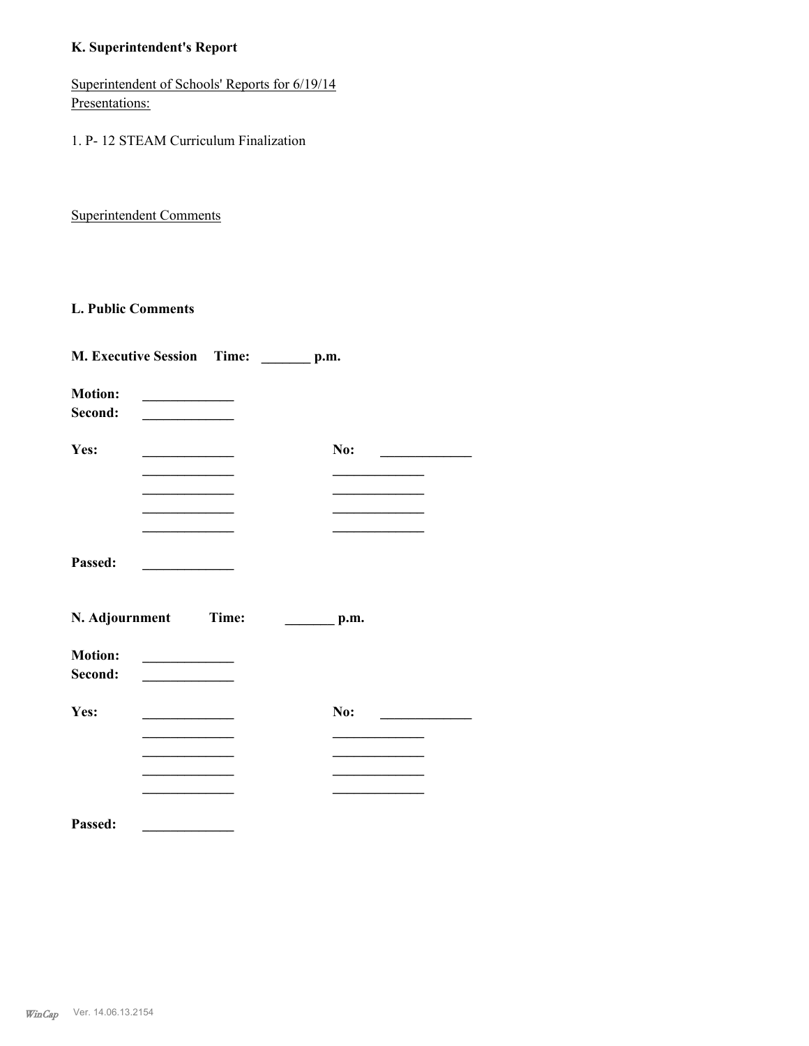**K. Superintendent's Report**

Superintendent of Schools' Reports for 6/19/14
Presentations:

1. P- 12 STEAM Curriculum Finalization

Superintendent Comments

**L. Public Comments**

**M. Executive Session Time: _______ p.m.**

**Motion:** _____________
**Second:** _____________

**Yes:** _____________ **No:** _____________
_____________ _____________
_____________ _____________
_____________ _____________
_____________ _____________

**Passed:** _____________

**N. Adjournment Time: _______ p.m.**

**Motion:** _____________
**Second:** _____________

**Yes:** _____________ **No:** _____________
_____________ _____________
_____________ _____________
_____________ _____________
_____________ _____________

**Passed:** _____________